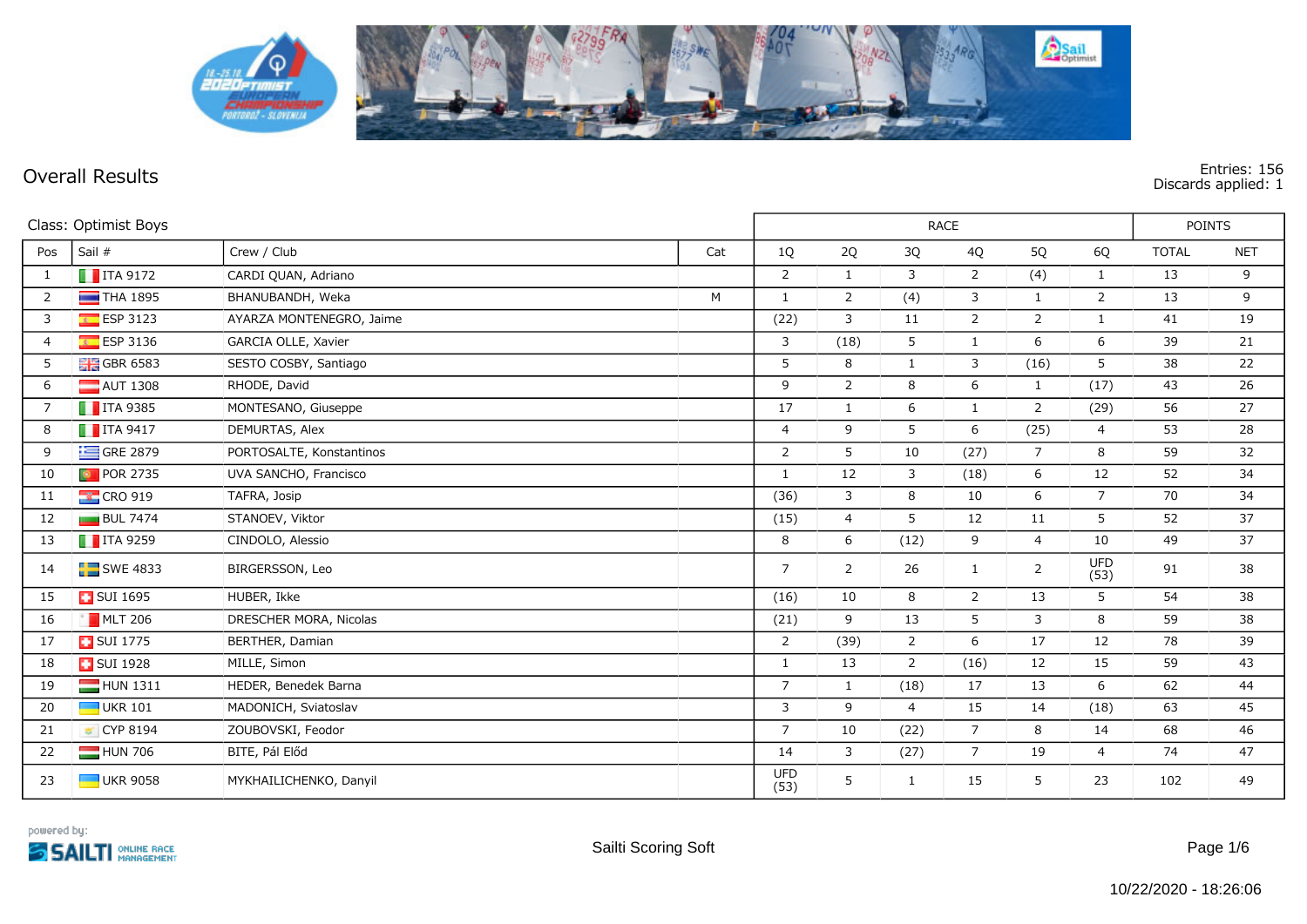## Overall Results

Entries: 156
Discards applied: 1

| Class: Optimist Boys | | | | RACE | | | | | | POINTS | |
|---|---|---|---|---|---|---|---|---|---|---|---|
| Pos | Sail # | Crew / Club | Cat | 1Q | 2Q | 3Q | 4Q | 5Q | 6Q | TOTAL | NET |
| 1 | ITA 9172 | CARDI QUAN, Adriano | | 2 | 1 | 3 | 2 | (4) | 1 | 13 | 9 |
| 2 | THA 1895 | BHANUBANDH, Weka | M | 1 | 2 | (4) | 3 | 1 | 2 | 13 | 9 |
| 3 | ESP 3123 | AYARZA MONTENEGRO, Jaime | | (22) | 3 | 11 | 2 | 2 | 1 | 41 | 19 |
| 4 | ESP 3136 | GARCIA OLLE, Xavier | | 3 | (18) | 5 | 1 | 6 | 6 | 39 | 21 |
| 5 | GBR 6583 | SESTO COSBY, Santiago | | 5 | 8 | 1 | 3 | (16) | 5 | 38 | 22 |
| 6 | AUT 1308 | RHODE, David | | 9 | 2 | 8 | 6 | 1 | (17) | 43 | 26 |
| 7 | ITA 9385 | MONTESANO, Giuseppe | | 17 | 1 | 6 | 1 | 2 | (29) | 56 | 27 |
| 8 | ITA 9417 | DEMURTAS, Alex | | 4 | 9 | 5 | 6 | (25) | 4 | 53 | 28 |
| 9 | GRE 2879 | PORTOSALTE, Konstantinos | | 2 | 5 | 10 | (27) | 7 | 8 | 59 | 32 |
| 10 | POR 2735 | UVA SANCHO, Francisco | | 1 | 12 | 3 | (18) | 6 | 12 | 52 | 34 |
| 11 | CRO 919 | TAFRA, Josip | | (36) | 3 | 8 | 10 | 6 | 7 | 70 | 34 |
| 12 | BUL 7474 | STANOEV, Viktor | | (15) | 4 | 5 | 12 | 11 | 5 | 52 | 37 |
| 13 | ITA 9259 | CINDOLO, Alessio | | 8 | 6 | (12) | 9 | 4 | 10 | 49 | 37 |
| 14 | SWE 4833 | BIRGERSSON, Leo | | 7 | 2 | 26 | 1 | 2 | UFD (53) | 91 | 38 |
| 15 | SUI 1695 | HUBER, Ikke | | (16) | 10 | 8 | 2 | 13 | 5 | 54 | 38 |
| 16 | MLT 206 | DRESCHER MORA, Nicolas | | (21) | 9 | 13 | 5 | 3 | 8 | 59 | 38 |
| 17 | SUI 1775 | BERTHER, Damian | | 2 | (39) | 2 | 6 | 17 | 12 | 78 | 39 |
| 18 | SUI 1928 | MILLE, Simon | | 1 | 13 | 2 | (16) | 12 | 15 | 59 | 43 |
| 19 | HUN 1311 | HEDER, Benedek Barna | | 7 | 1 | (18) | 17 | 13 | 6 | 62 | 44 |
| 20 | UKR 101 | MADONICH, Sviatoslav | | 3 | 9 | 4 | 15 | 14 | (18) | 63 | 45 |
| 21 | CYP 8194 | ZOUBOVSKI, Feodor | | 7 | 10 | (22) | 7 | 8 | 14 | 68 | 46 |
| 22 | HUN 706 | BITE, Pál Előd | | 14 | 3 | (27) | 7 | 19 | 4 | 74 | 47 |
| 23 | UKR 9058 | MYKHAILICHENKO, Danyil | | UFD (53) | 5 | 1 | 15 | 5 | 23 | 102 | 49 |

powered by: SAILTI ONLINE RACE MANAGEMENT

Sailti Scoring Soft

10/22/2020 - 18:26:06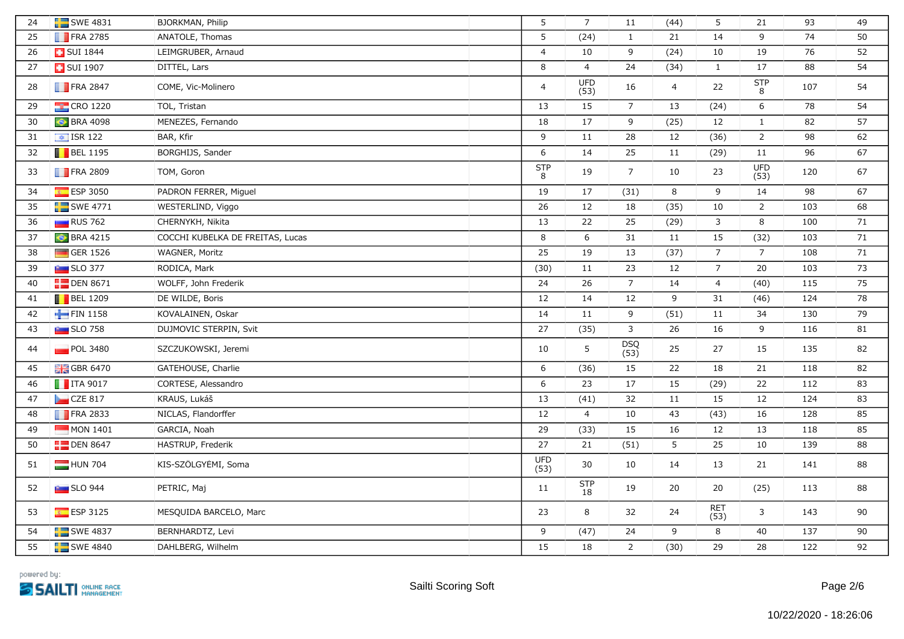| | | | | | | | | | | | |
|---|---|---|---|---|---|---|---|---|---|---|---|
| 24 | SWE 4831 | BJORKMAN, Philip | | 5 | 7 | 11 | (44) | 5 | 21 | 93 | 49 |
| 25 | FRA 2785 | ANATOLE, Thomas | | 5 | (24) | 1 | 21 | 14 | 9 | 74 | 50 |
| 26 | SUI 1844 | LEIMGRUBER, Arnaud | | 4 | 10 | 9 | (24) | 10 | 19 | 76 | 52 |
| 27 | SUI 1907 | DITTEL, Lars | | 8 | 4 | 24 | (34) | 1 | 17 | 88 | 54 |
| 28 | FRA 2847 | COME, Vic-Molinero | | 4 | UFD (53) | 16 | 4 | 22 | STP 8 | 107 | 54 |
| 29 | CRO 1220 | TOL, Tristan | | 13 | 15 | 7 | 13 | (24) | 6 | 78 | 54 |
| 30 | BRA 4098 | MENEZES, Fernando | | 18 | 17 | 9 | (25) | 12 | 1 | 82 | 57 |
| 31 | ISR 122 | BAR, Kfir | | 9 | 11 | 28 | 12 | (36) | 2 | 98 | 62 |
| 32 | BEL 1195 | BORGHIJS, Sander | | 6 | 14 | 25 | 11 | (29) | 11 | 96 | 67 |
| 33 | FRA 2809 | TOM, Goron | | STP 8 | 19 | 7 | 10 | 23 | UFD (53) | 120 | 67 |
| 34 | ESP 3050 | PADRON FERRER, Miguel | | 19 | 17 | (31) | 8 | 9 | 14 | 98 | 67 |
| 35 | SWE 4771 | WESTERLIND, Viggo | | 26 | 12 | 18 | (35) | 10 | 2 | 103 | 68 |
| 36 | RUS 762 | CHERNYKH, Nikita | | 13 | 22 | 25 | (29) | 3 | 8 | 100 | 71 |
| 37 | BRA 4215 | COCCHI KUBELKA DE FREITAS, Lucas | | 8 | 6 | 31 | 11 | 15 | (32) | 103 | 71 |
| 38 | GER 1526 | WAGNER, Moritz | | 25 | 19 | 13 | (37) | 7 | 7 | 108 | 71 |
| 39 | SLO 377 | RODICA, Mark | | (30) | 11 | 23 | 12 | 7 | 20 | 103 | 73 |
| 40 | DEN 8671 | WOLFF, John Frederik | | 24 | 26 | 7 | 14 | 4 | (40) | 115 | 75 |
| 41 | BEL 1209 | DE WILDE, Boris | | 12 | 14 | 12 | 9 | 31 | (46) | 124 | 78 |
| 42 | FIN 1158 | KOVALAINEN, Oskar | | 14 | 11 | 9 | (51) | 11 | 34 | 130 | 79 |
| 43 | SLO 758 | DUJMOVIC STERPIN, Svit | | 27 | (35) | 3 | 26 | 16 | 9 | 116 | 81 |
| 44 | POL 3480 | SZCZUKOWSKI, Jeremi | | 10 | 5 | DSQ (53) | 25 | 27 | 15 | 135 | 82 |
| 45 | GBR 6470 | GATEHOUSE, Charlie | | 6 | (36) | 15 | 22 | 18 | 21 | 118 | 82 |
| 46 | ITA 9017 | CORTESE, Alessandro | | 6 | 23 | 17 | 15 | (29) | 22 | 112 | 83 |
| 47 | CZE 817 | KRAUS, Lukáš | | 13 | (41) | 32 | 11 | 15 | 12 | 124 | 83 |
| 48 | FRA 2833 | NICLAS, Flandorffer | | 12 | 4 | 10 | 43 | (43) | 16 | 128 | 85 |
| 49 | MON 1401 | GARCIA, Noah | | 29 | (33) | 15 | 16 | 12 | 13 | 118 | 85 |
| 50 | DEN 8647 | HASTRUP, Frederik | | 27 | 21 | (51) | 5 | 25 | 10 | 139 | 88 |
| 51 | HUN 704 | KIS-SZÖLGYÉMI, Soma | | UFD (53) | 30 | 10 | 14 | 13 | 21 | 141 | 88 |
| 52 | SLO 944 | PETRIC, Maj | | 11 | STP 18 | 19 | 20 | 20 | (25) | 113 | 88 |
| 53 | ESP 3125 | MESQUIDA BARCELO, Marc | | 23 | 8 | 32 | 24 | RET (53) | 3 | 143 | 90 |
| 54 | SWE 4837 | BERNHARDTZ, Levi | | 9 | (47) | 24 | 9 | 8 | 40 | 137 | 90 |
| 55 | SWE 4840 | DAHLBERG, Wilhelm | | 15 | 18 | 2 | (30) | 29 | 28 | 122 | 92 |

powered by: SAILTI ONLINE RACE MANAGEMENT

Sailti Scoring Soft

10/22/2020 - 18:26:06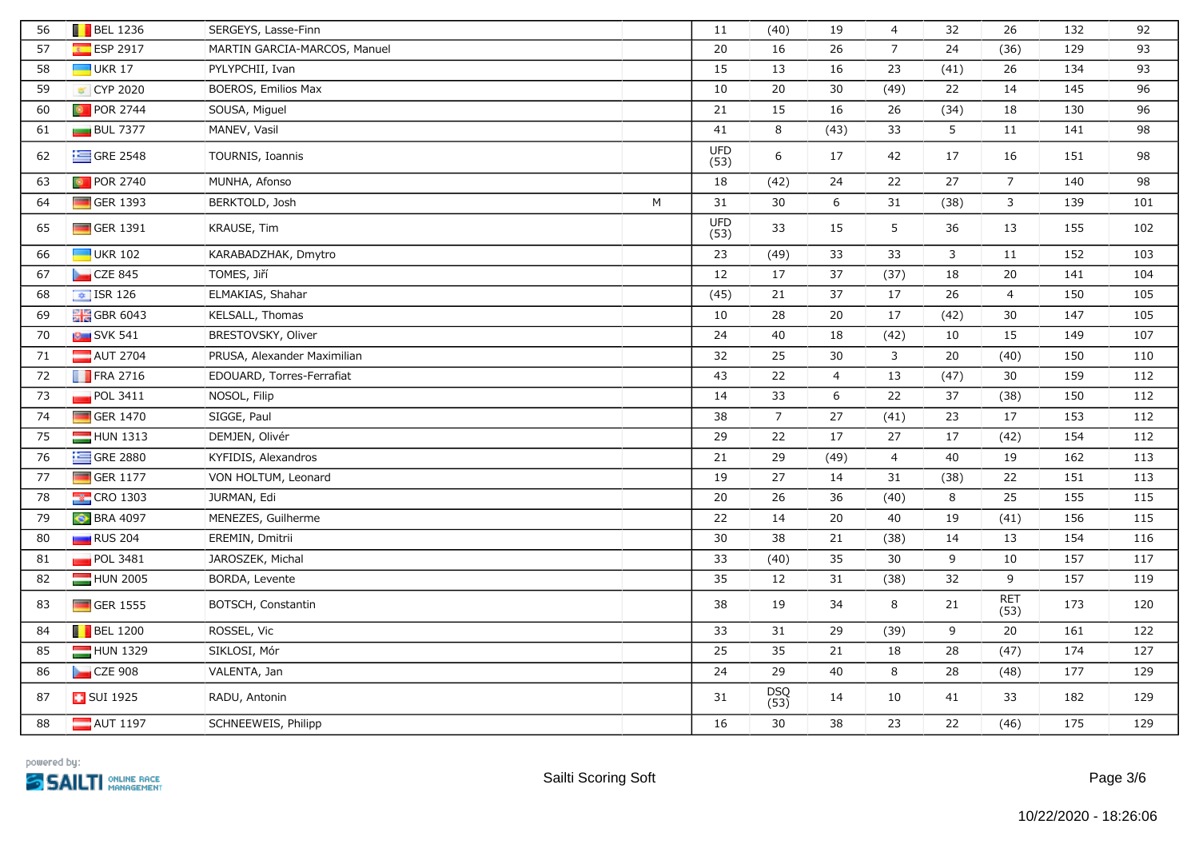| | | | | | | | | | | | |
|---|---|---|---|---|---|---|---|---|---|---|---|
| 56 | BEL 1236 | SERGEYS, Lasse-Finn | | 11 | (40) | 19 | 4 | 32 | 26 | 132 | 92 |
| 57 | ESP 2917 | MARTIN GARCIA-MARCOS, Manuel | | 20 | 16 | 26 | 7 | 24 | (36) | 129 | 93 |
| 58 | UKR 17 | PYLYPCHII, Ivan | | 15 | 13 | 16 | 23 | (41) | 26 | 134 | 93 |
| 59 | CYP 2020 | BOEROS, Emilios Max | | 10 | 20 | 30 | (49) | 22 | 14 | 145 | 96 |
| 60 | POR 2744 | SOUSA, Miguel | | 21 | 15 | 16 | 26 | (34) | 18 | 130 | 96 |
| 61 | BUL 7377 | MANEV, Vasil | | 41 | 8 | (43) | 33 | 5 | 11 | 141 | 98 |
| 62 | GRE 2548 | TOURNIS, Ioannis | | UFD (53) | 6 | 17 | 42 | 17 | 16 | 151 | 98 |
| 63 | POR 2740 | MUNHA, Afonso | | 18 | (42) | 24 | 22 | 27 | 7 | 140 | 98 |
| 64 | GER 1393 | BERKTOLD, Josh | M | 31 | 30 | 6 | 31 | (38) | 3 | 139 | 101 |
| 65 | GER 1391 | KRAUSE, Tim | | UFD (53) | 33 | 15 | 5 | 36 | 13 | 155 | 102 |
| 66 | UKR 102 | KARABADZHAK, Dmytro | | 23 | (49) | 33 | 33 | 3 | 11 | 152 | 103 |
| 67 | CZE 845 | TOMES, Jiří | | 12 | 17 | 37 | (37) | 18 | 20 | 141 | 104 |
| 68 | ISR 126 | ELMAKIAS, Shahar | | (45) | 21 | 37 | 17 | 26 | 4 | 150 | 105 |
| 69 | GBR 6043 | KELSALL, Thomas | | 10 | 28 | 20 | 17 | (42) | 30 | 147 | 105 |
| 70 | SVK 541 | BRESTOVSKY, Oliver | | 24 | 40 | 18 | (42) | 10 | 15 | 149 | 107 |
| 71 | AUT 2704 | PRUSA, Alexander Maximilian | | 32 | 25 | 30 | 3 | 20 | (40) | 150 | 110 |
| 72 | FRA 2716 | EDOUARD, Torres-Ferrafiat | | 43 | 22 | 4 | 13 | (47) | 30 | 159 | 112 |
| 73 | POL 3411 | NOSOL, Filip | | 14 | 33 | 6 | 22 | 37 | (38) | 150 | 112 |
| 74 | GER 1470 | SIGGE, Paul | | 38 | 7 | 27 | (41) | 23 | 17 | 153 | 112 |
| 75 | HUN 1313 | DEMJEN, Olivér | | 29 | 22 | 17 | 27 | 17 | (42) | 154 | 112 |
| 76 | GRE 2880 | KYFIDIS, Alexandros | | 21 | 29 | (49) | 4 | 40 | 19 | 162 | 113 |
| 77 | GER 1177 | VON HOLTUM, Leonard | | 19 | 27 | 14 | 31 | (38) | 22 | 151 | 113 |
| 78 | CRO 1303 | JURMAN, Edi | | 20 | 26 | 36 | (40) | 8 | 25 | 155 | 115 |
| 79 | BRA 4097 | MENEZES, Guilherme | | 22 | 14 | 20 | 40 | 19 | (41) | 156 | 115 |
| 80 | RUS 204 | EREMIN, Dmitrii | | 30 | 38 | 21 | (38) | 14 | 13 | 154 | 116 |
| 81 | POL 3481 | JAROSZEK, Michal | | 33 | (40) | 35 | 30 | 9 | 10 | 157 | 117 |
| 82 | HUN 2005 | BORDA, Levente | | 35 | 12 | 31 | (38) | 32 | 9 | 157 | 119 |
| 83 | GER 1555 | BOTSCH, Constantin | | 38 | 19 | 34 | 8 | 21 | RET (53) | 173 | 120 |
| 84 | BEL 1200 | ROSSEL, Vic | | 33 | 31 | 29 | (39) | 9 | 20 | 161 | 122 |
| 85 | HUN 1329 | SIKLOSI, Mór | | 25 | 35 | 21 | 18 | 28 | (47) | 174 | 127 |
| 86 | CZE 908 | VALENTA, Jan | | 24 | 29 | 40 | 8 | 28 | (48) | 177 | 129 |
| 87 | SUI 1925 | RADU, Antonin | | 31 | DSQ (53) | 14 | 10 | 41 | 33 | 182 | 129 |
| 88 | AUT 1197 | SCHNEEWEIS, Philipp | | 16 | 30 | 38 | 23 | 22 | (46) | 175 | 129 |

powered by: SAILTI ONLINE RACE MANAGEMENT

Sailti Scoring Soft

10/22/2020 - 18:26:06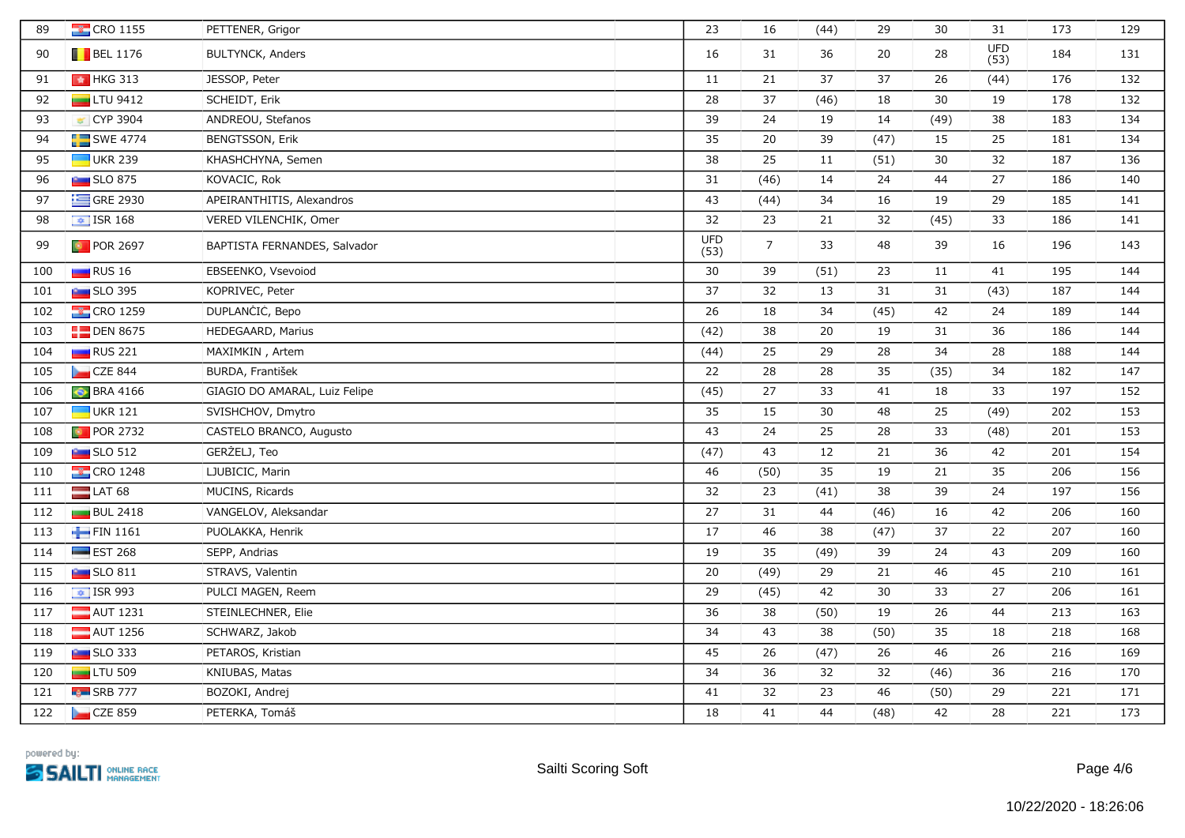| | | | | | | | | | | | |
|---|---|---|---|---|---|---|---|---|---|---|---|
| 89 | CRO 1155 | PETTENER, Grigor | | 23 | 16 | (44) | 29 | 30 | 31 | 173 | 129 |
| 90 | BEL 1176 | BULTYNCK, Anders | | 16 | 31 | 36 | 20 | 28 | UFD (53) | 184 | 131 |
| 91 | HKG 313 | JESSOP, Peter | | 11 | 21 | 37 | 37 | 26 | (44) | 176 | 132 |
| 92 | LTU 9412 | SCHEIDT, Erik | | 28 | 37 | (46) | 18 | 30 | 19 | 178 | 132 |
| 93 | CYP 3904 | ANDREOU, Stefanos | | 39 | 24 | 19 | 14 | (49) | 38 | 183 | 134 |
| 94 | SWE 4774 | BENGTSSON, Erik | | 35 | 20 | 39 | (47) | 15 | 25 | 181 | 134 |
| 95 | UKR 239 | KHASHCHYNA, Semen | | 38 | 25 | 11 | (51) | 30 | 32 | 187 | 136 |
| 96 | SLO 875 | KOVACIC, Rok | | 31 | (46) | 14 | 24 | 44 | 27 | 186 | 140 |
| 97 | GRE 2930 | APEIRANTHITIS, Alexandros | | 43 | (44) | 34 | 16 | 19 | 29 | 185 | 141 |
| 98 | ISR 168 | VERED VILENCHIK, Omer | | 32 | 23 | 21 | 32 | (45) | 33 | 186 | 141 |
| 99 | POR 2697 | BAPTISTA FERNANDES, Salvador | | UFD (53) | 7 | 33 | 48 | 39 | 16 | 196 | 143 |
| 100 | RUS 16 | EBSEENKO, Vsevoiod | | 30 | 39 | (51) | 23 | 11 | 41 | 195 | 144 |
| 101 | SLO 395 | KOPRIVEC, Peter | | 37 | 32 | 13 | 31 | 31 | (43) | 187 | 144 |
| 102 | CRO 1259 | DUPLANČIC, Bepo | | 26 | 18 | 34 | (45) | 42 | 24 | 189 | 144 |
| 103 | DEN 8675 | HEDEGAARD, Marius | | (42) | 38 | 20 | 19 | 31 | 36 | 186 | 144 |
| 104 | RUS 221 | MAXIMKIN , Artem | | (44) | 25 | 29 | 28 | 34 | 28 | 188 | 144 |
| 105 | CZE 844 | BURDA, František | | 22 | 28 | 28 | 35 | (35) | 34 | 182 | 147 |
| 106 | BRA 4166 | GIAGIO DO AMARAL, Luiz Felipe | | (45) | 27 | 33 | 41 | 18 | 33 | 197 | 152 |
| 107 | UKR 121 | SVISHCHOV, Dmytro | | 35 | 15 | 30 | 48 | 25 | (49) | 202 | 153 |
| 108 | POR 2732 | CASTELO BRANCO, Augusto | | 43 | 24 | 25 | 28 | 33 | (48) | 201 | 153 |
| 109 | SLO 512 | GERŽELJ, Teo | | (47) | 43 | 12 | 21 | 36 | 42 | 201 | 154 |
| 110 | CRO 1248 | LJUBICIC, Marin | | 46 | (50) | 35 | 19 | 21 | 35 | 206 | 156 |
| 111 | LAT 68 | MUCINS, Ricards | | 32 | 23 | (41) | 38 | 39 | 24 | 197 | 156 |
| 112 | BUL 2418 | VANGELOV, Aleksandar | | 27 | 31 | 44 | (46) | 16 | 42 | 206 | 160 |
| 113 | FIN 1161 | PUOLAKKA, Henrik | | 17 | 46 | 38 | (47) | 37 | 22 | 207 | 160 |
| 114 | EST 268 | SEPP, Andrias | | 19 | 35 | (49) | 39 | 24 | 43 | 209 | 160 |
| 115 | SLO 811 | STRAVS, Valentin | | 20 | (49) | 29 | 21 | 46 | 45 | 210 | 161 |
| 116 | ISR 993 | PULCI MAGEN, Reem | | 29 | (45) | 42 | 30 | 33 | 27 | 206 | 161 |
| 117 | AUT 1231 | STEINLECHNER, Elie | | 36 | 38 | (50) | 19 | 26 | 44 | 213 | 163 |
| 118 | AUT 1256 | SCHWARZ, Jakob | | 34 | 43 | 38 | (50) | 35 | 18 | 218 | 168 |
| 119 | SLO 333 | PETAROS, Kristian | | 45 | 26 | (47) | 26 | 46 | 26 | 216 | 169 |
| 120 | LTU 509 | KNIUBAS, Matas | | 34 | 36 | 32 | 32 | (46) | 36 | 216 | 170 |
| 121 | SRB 777 | BOZOKI, Andrej | | 41 | 32 | 23 | 46 | (50) | 29 | 221 | 171 |
| 122 | CZE 859 | PETERKA, Tomáš | | 18 | 41 | 44 | (48) | 42 | 28 | 221 | 173 |

powered by: SAILTI ONLINE RACE MANAGEMENT

Sailti Scoring Soft

10/22/2020 - 18:26:06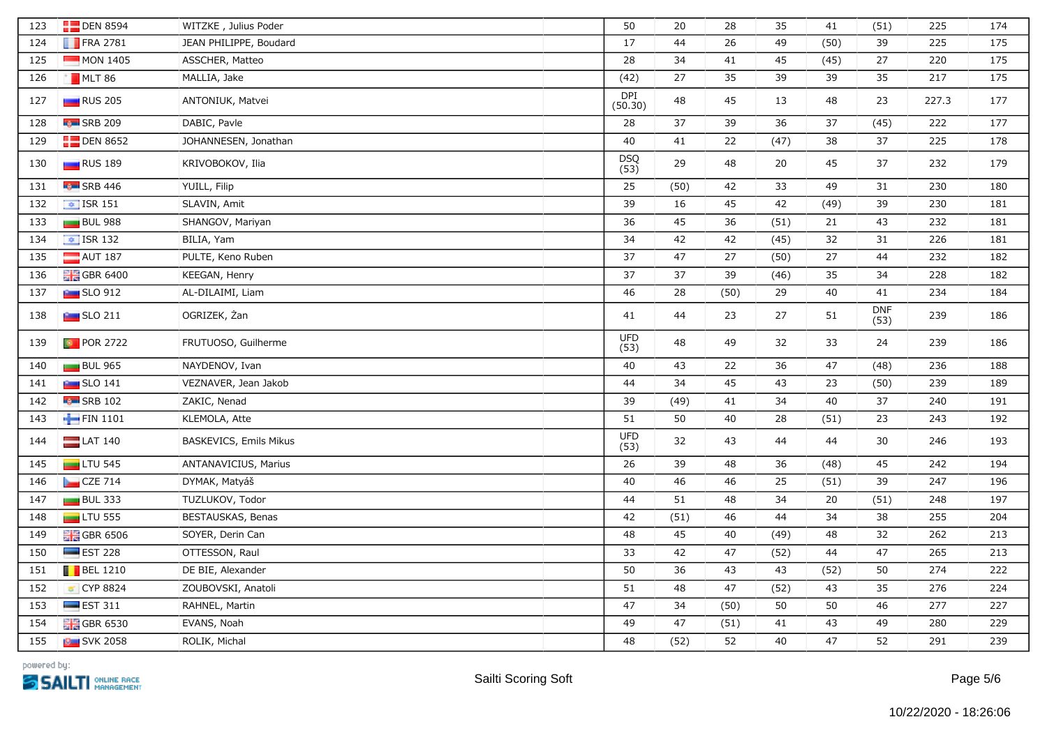| | | | | | | | | | | | |
|---|---|---|---|---|---|---|---|---|---|---|---|
| 123 | DEN 8594 | WITZKE , Julius Poder | | 50 | 20 | 28 | 35 | 41 | (51) | 225 | 174 |
| 124 | FRA 2781 | JEAN PHILIPPE, Boudard | | 17 | 44 | 26 | 49 | (50) | 39 | 225 | 175 |
| 125 | MON 1405 | ASSCHER, Matteo | | 28 | 34 | 41 | 45 | (45) | 27 | 220 | 175 |
| 126 | MLT 86 | MALLIA, Jake | | (42) | 27 | 35 | 39 | 39 | 35 | 217 | 175 |
| 127 | RUS 205 | ANTONIUK, Matvei | | DPI (50.30) | 48 | 45 | 13 | 48 | 23 | 227.3 | 177 |
| 128 | SRB 209 | DABIC, Pavle | | 28 | 37 | 39 | 36 | 37 | (45) | 222 | 177 |
| 129 | DEN 8652 | JOHANNESEN, Jonathan | | 40 | 41 | 22 | (47) | 38 | 37 | 225 | 178 |
| 130 | RUS 189 | KRIVOBOKOV, Ilia | | DSQ (53) | 29 | 48 | 20 | 45 | 37 | 232 | 179 |
| 131 | SRB 446 | YUILL, Filip | | 25 | (50) | 42 | 33 | 49 | 31 | 230 | 180 |
| 132 | ISR 151 | SLAVIN, Amit | | 39 | 16 | 45 | 42 | (49) | 39 | 230 | 181 |
| 133 | BUL 988 | SHANGOV, Mariyan | | 36 | 45 | 36 | (51) | 21 | 43 | 232 | 181 |
| 134 | ISR 132 | BILIA, Yam | | 34 | 42 | 42 | (45) | 32 | 31 | 226 | 181 |
| 135 | AUT 187 | PULTE, Keno Ruben | | 37 | 47 | 27 | (50) | 27 | 44 | 232 | 182 |
| 136 | GBR 6400 | KEEGAN, Henry | | 37 | 37 | 39 | (46) | 35 | 34 | 228 | 182 |
| 137 | SLO 912 | AL-DILAIMI, Liam | | 46 | 28 | (50) | 29 | 40 | 41 | 234 | 184 |
| 138 | SLO 211 | OGRIZEK, Žan | | 41 | 44 | 23 | 27 | 51 | DNF (53) | 239 | 186 |
| 139 | POR 2722 | FRUTUOSO, Guilherme | | UFD (53) | 48 | 49 | 32 | 33 | 24 | 239 | 186 |
| 140 | BUL 965 | NAYDENOV, Ivan | | 40 | 43 | 22 | 36 | 47 | (48) | 236 | 188 |
| 141 | SLO 141 | VEZNAVER, Jean Jakob | | 44 | 34 | 45 | 43 | 23 | (50) | 239 | 189 |
| 142 | SRB 102 | ZAKIC, Nenad | | 39 | (49) | 41 | 34 | 40 | 37 | 240 | 191 |
| 143 | FIN 1101 | KLEMOLA, Atte | | 51 | 50 | 40 | 28 | (51) | 23 | 243 | 192 |
| 144 | LAT 140 | BASKEVICS, Emils Mikus | | UFD (53) | 32 | 43 | 44 | 44 | 30 | 246 | 193 |
| 145 | LTU 545 | ANTANAVICIUS, Marius | | 26 | 39 | 48 | 36 | (48) | 45 | 242 | 194 |
| 146 | CZE 714 | DYMAK, Matyáš | | 40 | 46 | 46 | 25 | (51) | 39 | 247 | 196 |
| 147 | BUL 333 | TUZLUKOV, Todor | | 44 | 51 | 48 | 34 | 20 | (51) | 248 | 197 |
| 148 | LTU 555 | BESTAUSKAS, Benas | | 42 | (51) | 46 | 44 | 34 | 38 | 255 | 204 |
| 149 | GBR 6506 | SOYER, Derin Can | | 48 | 45 | 40 | (49) | 48 | 32 | 262 | 213 |
| 150 | EST 228 | OTTESSON, Raul | | 33 | 42 | 47 | (52) | 44 | 47 | 265 | 213 |
| 151 | BEL 1210 | DE BIE, Alexander | | 50 | 36 | 43 | 43 | (52) | 50 | 274 | 222 |
| 152 | CYP 8824 | ZOUBOVSKI, Anatoli | | 51 | 48 | 47 | (52) | 43 | 35 | 276 | 224 |
| 153 | EST 311 | RAHNEL, Martin | | 47 | 34 | (50) | 50 | 50 | 46 | 277 | 227 |
| 154 | GBR 6530 | EVANS, Noah | | 49 | 47 | (51) | 41 | 43 | 49 | 280 | 229 |
| 155 | SVK 2058 | ROLIK, Michal | | 48 | (52) | 52 | 40 | 47 | 52 | 291 | 239 |

powered by: SAILTI ONLINE RACE MANAGEMENT

Sailti Scoring Soft

10/22/2020 - 18:26:06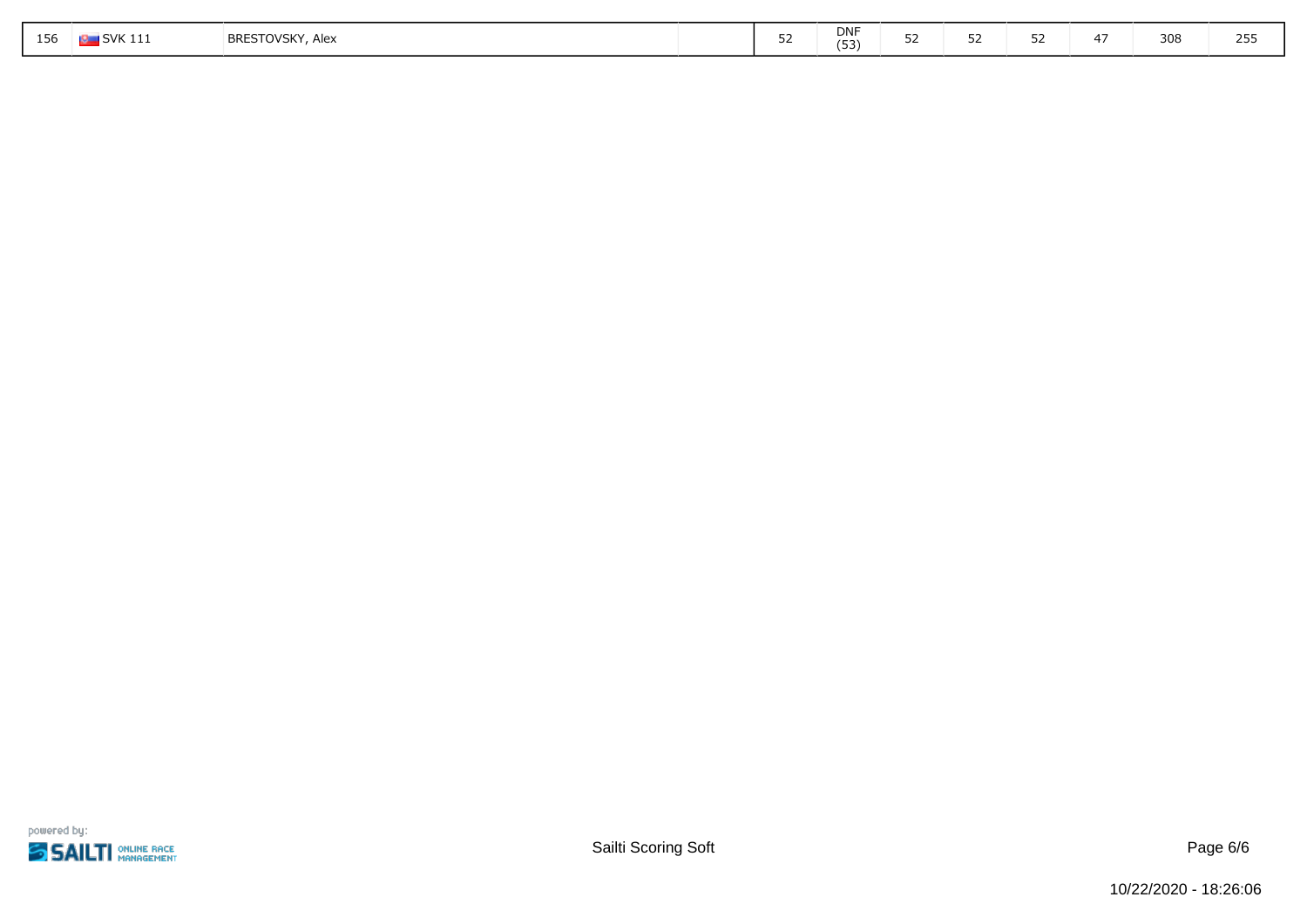| | | | | | | | | | | | |
|---|---|---|---|---|---|---|---|---|---|---|---|
| 156 | SVK 111 | BRESTOVSKY, Alex | | 52 | DNF (53) | 52 | 52 | 52 | 47 | 308 | 255 |

powered by: SAILTI ONLINE RACE MANAGEMENT

Sailti Scoring Soft

10/22/2020 - 18:26:06